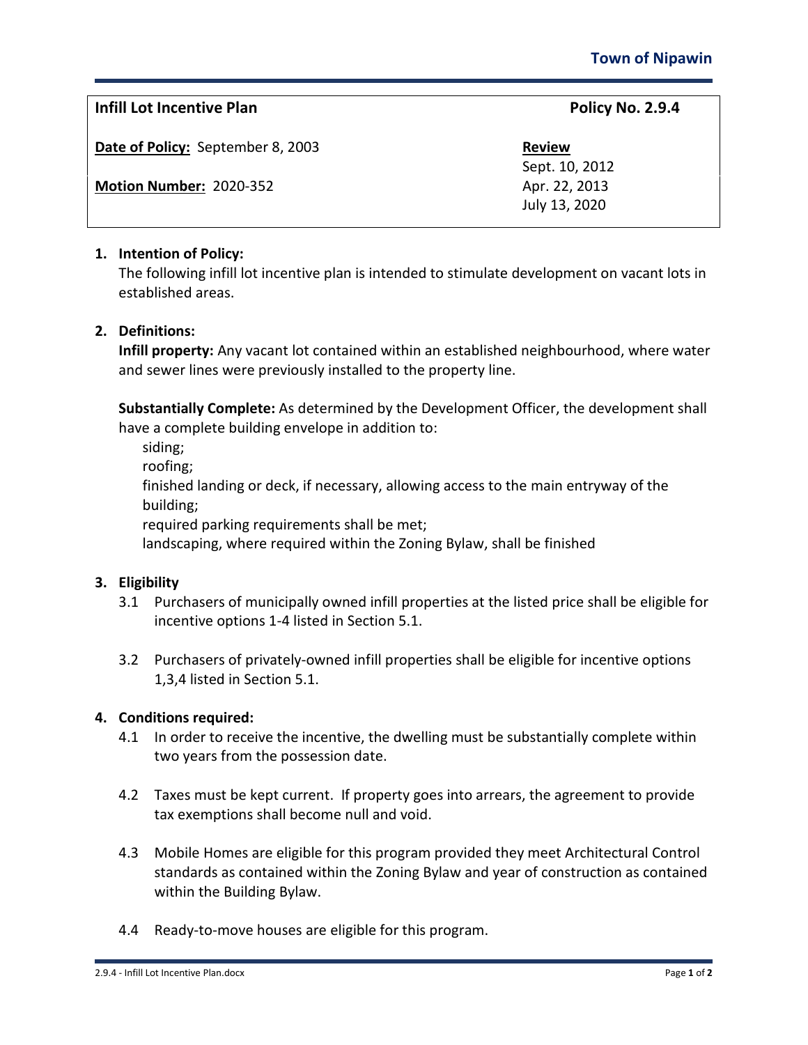**Town of Nipawin**

| **Infill Lot Incentive Plan** | **Policy No. 2.9.4** |
|---|---|
| **Date of Policy:** September 8, 2003 | **Review** Sept. 10, 2012 |
| **Motion Number:** 2020-352 | Apr. 22, 2013 July 13, 2020 |

## 1. Intention of Policy:

The following infill lot incentive plan is intended to stimulate development on vacant lots in established areas.

## 2. Definitions:

**Infill property:** Any vacant lot contained within an established neighbourhood, where water and sewer lines were previously installed to the property line.

**Substantially Complete:** As determined by the Development Officer, the development shall have a complete building envelope in addition to:

- siding;
- roofing;
- finished landing or deck, if necessary, allowing access to the main entryway of the building;
- required parking requirements shall be met;
- landscaping, where required within the Zoning Bylaw, shall be finished

## 3. Eligibility

3.1 Purchasers of municipally owned infill properties at the listed price shall be eligible for incentive options 1-4 listed in Section 5.1.

3.2 Purchasers of privately-owned infill properties shall be eligible for incentive options 1,3,4 listed in Section 5.1.

## 4. Conditions required:

4.1 In order to receive the incentive, the dwelling must be substantially complete within two years from the possession date.

4.2 Taxes must be kept current. If property goes into arrears, the agreement to provide tax exemptions shall become null and void.

4.3 Mobile Homes are eligible for this program provided they meet Architectural Control standards as contained within the Zoning Bylaw and year of construction as contained within the Building Bylaw.

4.4 Ready-to-move houses are eligible for this program.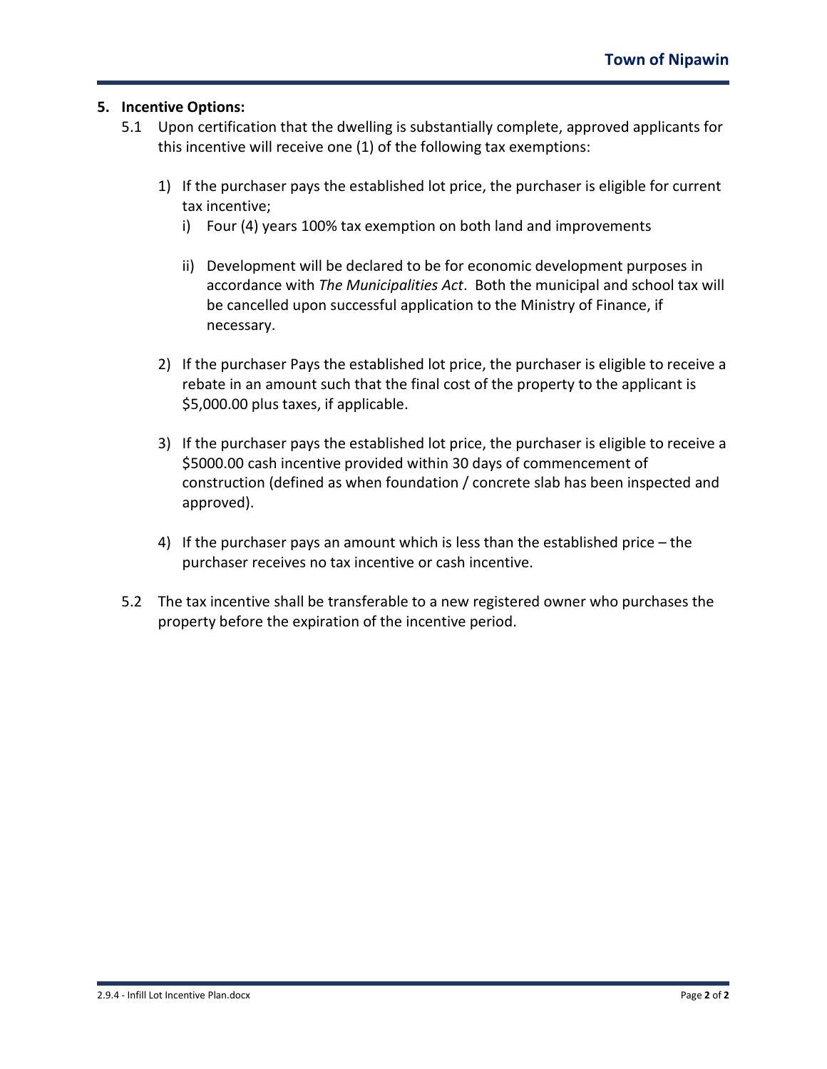**5. Incentive Options:**

5.1 Upon certification that the dwelling is substantially complete, approved applicants for this incentive will receive one (1) of the following tax exemptions:

1) If the purchaser pays the established lot price, the purchaser is eligible for current tax incentive;
   i) Four (4) years 100% tax exemption on both land and improvements

   ii) Development will be declared to be for economic development purposes in accordance with *The Municipalities Act*. Both the municipal and school tax will be cancelled upon successful application to the Ministry of Finance, if necessary.

2) If the purchaser Pays the established lot price, the purchaser is eligible to receive a rebate in an amount such that the final cost of the property to the applicant is $5,000.00 plus taxes, if applicable.

3) If the purchaser pays the established lot price, the purchaser is eligible to receive a $5000.00 cash incentive provided within 30 days of commencement of construction (defined as when foundation / concrete slab has been inspected and approved).

4) If the purchaser pays an amount which is less than the established price – the purchaser receives no tax incentive or cash incentive.

5.2 The tax incentive shall be transferable to a new registered owner who purchases the property before the expiration of the incentive period.